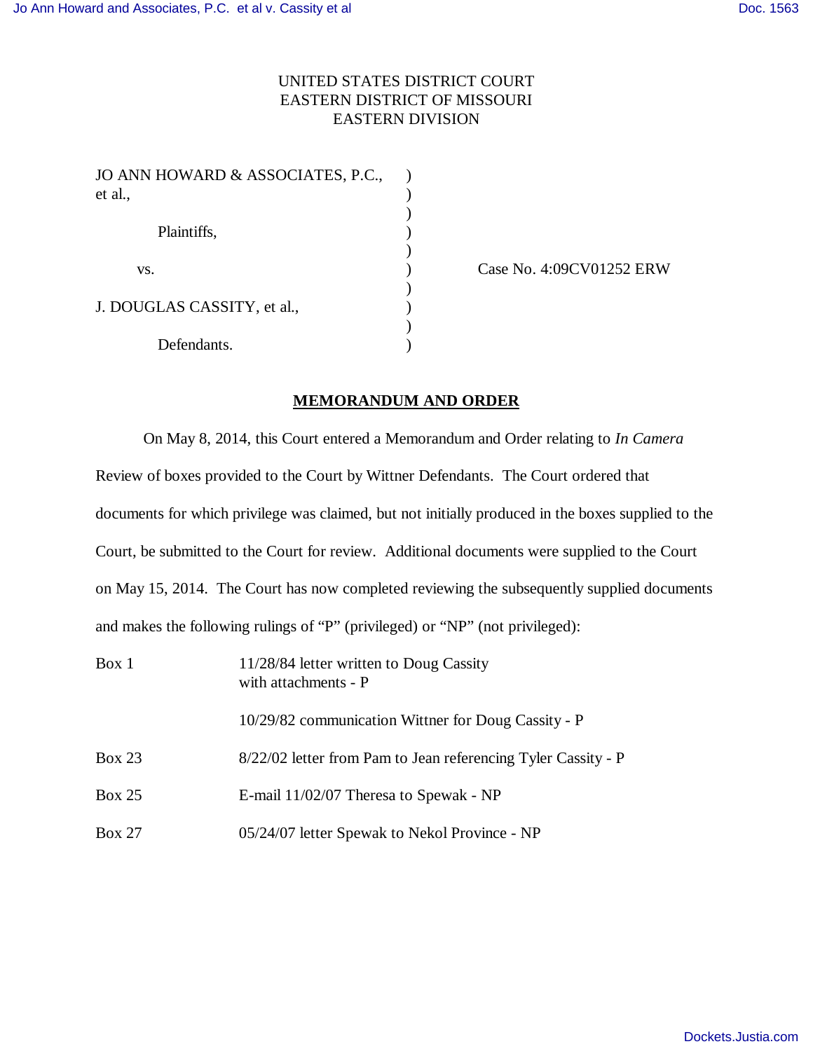UNITED STATES DISTRICT COURT
EASTERN DISTRICT OF MISSOURI
EASTERN DIVISION

| | | |
|---|---|---|
| JO ANN HOWARD & ASSOCIATES, P.C., et al., | ) | |
| Plaintiffs, | ) | |
| vs. | ) | Case No. 4:09CV01252 ERW |
| J. DOUGLAS CASSITY, et al., | ) | |
| Defendants. | ) | |

## MEMORANDUM AND ORDER

On May 8, 2014, this Court entered a Memorandum and Order relating to *In Camera* Review of boxes provided to the Court by Wittner Defendants. The Court ordered that documents for which privilege was claimed, but not initially produced in the boxes supplied to the Court, be submitted to the Court for review. Additional documents were supplied to the Court on May 15, 2014. The Court has now completed reviewing the subsequently supplied documents and makes the following rulings of "P" (privileged) or "NP" (not privileged):

| | |
|---|---|
| Box 1 | 11/28/84 letter written to Doug Cassity with attachments - P |
| | 10/29/82 communication Wittner for Doug Cassity - P |
| Box 23 | 8/22/02 letter from Pam to Jean referencing Tyler Cassity - P |
| Box 25 | E-mail 11/02/07 Theresa to Spewak - NP |
| Box 27 | 05/24/07 letter Spewak to Nekol Province - NP |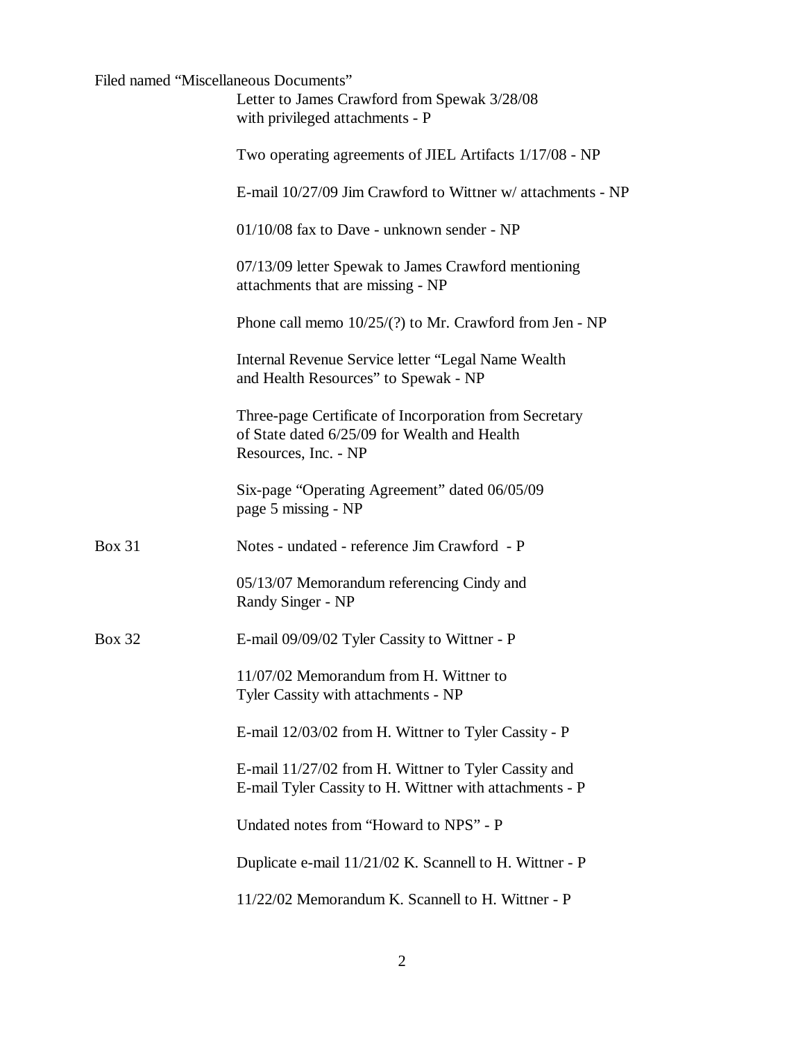Filed named “Miscellaneous Documents”

Letter to James Crawford from Spewak 3/28/08 with privileged attachments - P

Two operating agreements of JIEL Artifacts 1/17/08 - NP

E-mail 10/27/09 Jim Crawford to Wittner w/ attachments - NP

01/10/08 fax to Dave - unknown sender - NP

07/13/09 letter Spewak to James Crawford mentioning attachments that are missing - NP

Phone call memo 10/25/(?) to Mr. Crawford from Jen - NP

Internal Revenue Service letter “Legal Name Wealth and Health Resources” to Spewak - NP

Three-page Certificate of Incorporation from Secretary of State dated 6/25/09 for Wealth and Health Resources, Inc. - NP

Six-page “Operating Agreement” dated 06/05/09 page 5 missing - NP

Box 31

Notes - undated - reference Jim Crawford - P

05/13/07 Memorandum referencing Cindy and Randy Singer - NP

Box 32

E-mail 09/09/02 Tyler Cassity to Wittner - P

11/07/02 Memorandum from H. Wittner to Tyler Cassity with attachments - NP

E-mail 12/03/02 from H. Wittner to Tyler Cassity - P

E-mail 11/27/02 from H. Wittner to Tyler Cassity and E-mail Tyler Cassity to H. Wittner with attachments - P

Undated notes from “Howard to NPS” - P

Duplicate e-mail 11/21/02 K. Scannell to H. Wittner - P

11/22/02 Memorandum K. Scannell to H. Wittner - P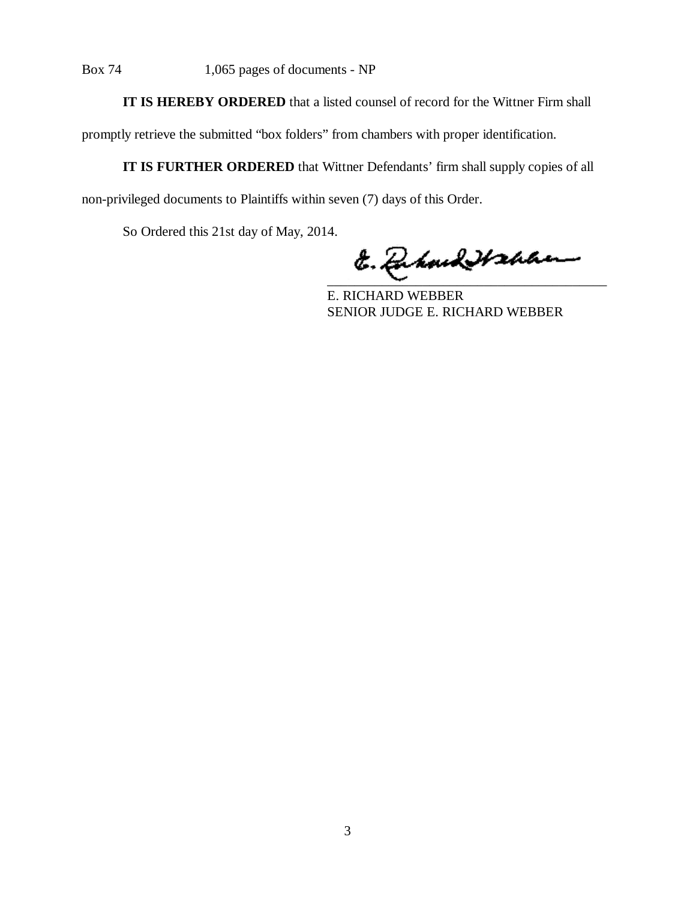Box 74 1,065 pages of documents - NP

**IT IS HEREBY ORDERED** that a listed counsel of record for the Wittner Firm shall promptly retrieve the submitted "box folders" from chambers with proper identification.

**IT IS FURTHER ORDERED** that Wittner Defendants' firm shall supply copies of all non-privileged documents to Plaintiffs within seven (7) days of this Order.

So Ordered this 21st day of May, 2014.

E. RICHARD WEBBER
SENIOR JUDGE E. RICHARD WEBBER